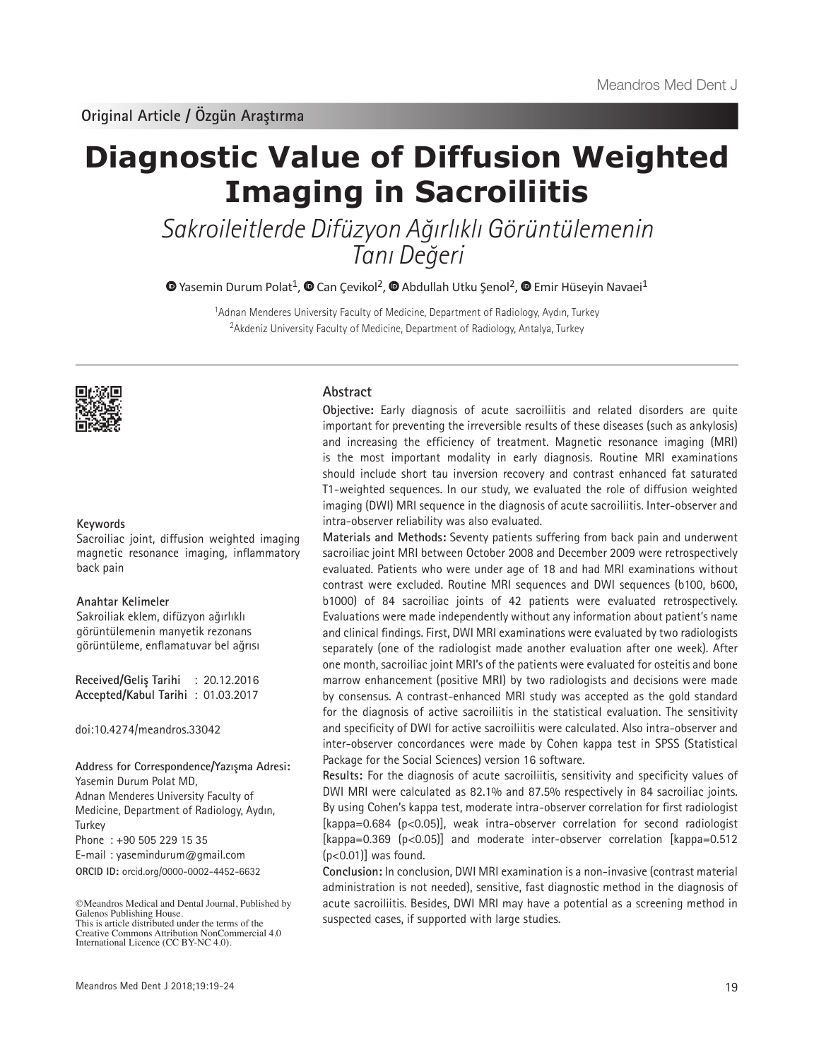Original Article / Özgün Araştırma

# Diagnostic Value of Diffusion Weighted Imaging in Sacroiliitis

## *Sakroileitlerde Difüzyon Ağırlıklı Görüntülemenin Tanı Değeri*

Yasemin Durum Polat[1], Can Çevikol[2], Abdullah Utku Şenol[2], Emir Hüseyin Navaei[1]

[1]Adnan Menderes University Faculty of Medicine, Department of Radiology, Aydın, Turkey
[2]Akdeniz University Faculty of Medicine, Department of Radiology, Antalya, Turkey

### Abstract

**Objective:** Early diagnosis of acute sacroiliitis and related disorders are quite important for preventing the irreversible results of these diseases (such as ankylosis) and increasing the efficiency of treatment. Magnetic resonance imaging (MRI) is the most important modality in early diagnosis. Routine MRI examinations should include short tau inversion recovery and contrast enhanced fat saturated T1-weighted sequences. In our study, we evaluated the role of diffusion weighted imaging (DWI) MRI sequence in the diagnosis of acute sacroiliitis. Inter-observer and intra-observer reliability was also evaluated.

**Materials and Methods:** Seventy patients suffering from back pain and underwent sacroiliac joint MRI between October 2008 and December 2009 were retrospectively evaluated. Patients who were under age of 18 and had MRI examinations without contrast were excluded. Routine MRI sequences and DWI sequences (b100, b600, b1000) of 84 sacroiliac joints of 42 patients were evaluated retrospectively. Evaluations were made independently without any information about patient's name and clinical findings. First, DWI MRI examinations were evaluated by two radiologists separately (one of the radiologist made another evaluation after one week). After one month, sacroiliac joint MRI's of the patients were evaluated for osteitis and bone marrow enhancement (positive MRI) by two radiologists and decisions were made by consensus. A contrast-enhanced MRI study was accepted as the gold standard for the diagnosis of active sacroiliitis in the statistical evaluation. The sensitivity and specificity of DWI for active sacroiliitis were calculated. Also intra-observer and inter-observer concordances were made by Cohen kappa test in SPSS (Statistical Package for the Social Sciences) version 16 software.

**Results:** For the diagnosis of acute sacroiliitis, sensitivity and specificity values of DWI MRI were calculated as 82.1% and 87.5% respectively in 84 sacroiliac joints. By using Cohen's kappa test, moderate intra-observer correlation for first radiologist [kappa=0.684 ($p<0.05$)], weak intra-observer correlation for second radiologist [kappa=0.369 ($p<0.05$)] and moderate inter-observer correlation [kappa=0.512 ($p<0.01$)] was found.

**Conclusion:** In conclusion, DWI MRI examination is a non-invasive (contrast material administration is not needed), sensitive, fast diagnostic method in the diagnosis of acute sacroiliitis. Besides, DWI MRI may have a potential as a screening method in suspected cases, if supported with large studies.

**Keywords**

Sacroiliac joint, diffusion weighted imaging magnetic resonance imaging, inflammatory back pain

**Anahtar Kelimeler**

Sakroiliak eklem, difüzyon ağırlıklı görüntülemenin manyetik rezonans görüntüleme, enflamatuvar bel ağrısı

**Received/Geliş Tarihi** : 20.12.2016
**Accepted/Kabul Tarihi** : 01.03.2017

doi:10.4274/meandros.33042

**Address for Correspondence/Yazışma Adresi:**
Yasemin Durum Polat MD,
Adnan Menderes University Faculty of Medicine, Department of Radiology, Aydın, Turkey
Phone : +90 505 229 15 35
E-mail : yasemindurum@gmail.com
**ORCID ID:** orcid.org/0000-0002-4452-6632

©Meandros Medical and Dental Journal, Published by Galenos Publishing House.
This is article distributed under the terms of the Creative Commons Attribution NonCommercial 4.0 International Licence (CC BY-NC 4.0).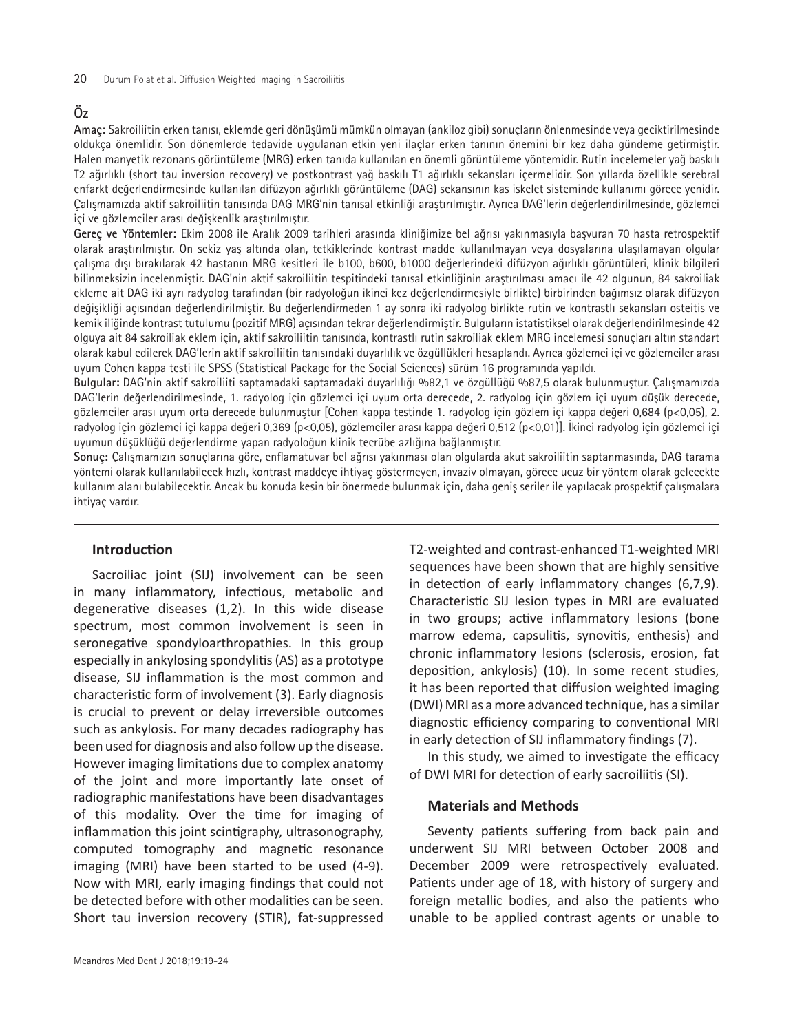## Öz

**Amaç:** Sakroiliitin erken tanısı, eklemde geri dönüşümü mümkün olmayan (ankiloz gibi) sonuçların önlenmesinde veya geciktirilmesinde oldukça önemlidir. Son dönemlerde tedavide uygulanan etkin yeni ilaçlar erken tanının önemini bir kez daha gündeme getirmiştir. Halen manyetik rezonans görüntüleme (MRG) erken tanıda kullanılan en önemli görüntüleme yöntemidir. Rutin incelemeler yağ baskılı T2 ağırlıklı (short tau inversion recovery) ve postkontrast yağ baskılı T1 ağırlıklı sekansları içermelidir. Son yıllarda özellikle serebral enfarkt değerlendirmesinde kullanılan difüzyon ağırlıklı görüntüleme (DAG) sekansının kas iskelet sisteminde kullanımı görece yenidir. Çalışmamızda aktif sakroiliitin tanısında DAG MRG'nin tanısal etkinliği araştırılmıştır. Ayrıca DAG'lerin değerlendirilmesinde, gözlemci içi ve gözlemciler arası değişkenlik araştırılmıştır.

**Gereç ve Yöntemler:** Ekim 2008 ile Aralık 2009 tarihleri arasında kliniğimize bel ağrısı yakınmasıyla başvuran 70 hasta retrospektif olarak araştırılmıştır. On sekiz yaş altında olan, tetkiklerinde kontrast madde kullanılmayan veya dosyalarına ulaşılamayan olgular çalışma dışı bırakılarak 42 hastanın MRG kesitleri ile b100, b600, b1000 değerlerindeki difüzyon ağırlıklı görüntüleri, klinik bilgileri bilinmeksizin incelenmiştir. DAG'nin aktif sakroiliitin tespitindeki tanısal etkinliğinin araştırılması amacı ile 42 olgunun, 84 sakroiliak ekleme ait DAG iki ayrı radyolog tarafından (bir radyoloğun ikinci kez değerlendirmesiyle birlikte) birbirinden bağımsız olarak difüzyon değişikliği açısından değerlendirilmiştir. Bu değerlendirmeden 1 ay sonra iki radyolog birlikte rutin ve kontrastlı sekansları osteitis ve kemik iliğinde kontrast tutulumu (pozitif MRG) açısından tekrar değerlendirmiştir. Bulguların istatistiksel olarak değerlendirilmesinde 42 olguya ait 84 sakroiliak eklem için, aktif sakroiliitin tanısında, kontrastlı rutin sakroiliak eklem MRG incelemesi sonuçları altın standart olarak kabul edilerek DAG'lerin aktif sakroiliitin tanısındaki duyarlılık ve özgüllükleri hesaplandı. Ayrıca gözlemci içi ve gözlemciler arası uyum Cohen kappa testi ile SPSS (Statistical Package for the Social Sciences) sürüm 16 programında yapıldı.

**Bulgular:** DAG'nin aktif sakroiliiti saptamadaki saptamadaki duyarlılığı %82,1 ve özgüllüğü %87,5 olarak bulunmuştur. Çalışmamızda DAG'lerin değerlendirilmesinde, 1. radyolog için gözlemci içi uyum orta derecede, 2. radyolog için gözlem içi uyum düşük derecede, gözlemciler arası uyum orta derecede bulunmuştur [Cohen kappa testinde 1. radyolog için gözlem içi kappa değeri 0,684 (p<0,05), 2. radyolog için gözlemci içi kappa değeri 0,369 (p<0,05), gözlemciler arası kappa değeri 0,512 (p<0,01)]. İkinci radyolog için gözlemci içi uyumun düşüklüğü değerlendirme yapan radyoloğun klinik tecrübe azlığına bağlanmıştır.

**Sonuç:** Çalışmamızın sonuçlarına göre, enflamatuvar bel ağrısı yakınması olan olgularda akut sakroiliitin saptanmasında, DAG tarama yöntemi olarak kullanılabilecek hızlı, kontrast maddeye ihtiyaç göstermeyen, invaziv olmayan, görece ucuz bir yöntem olarak gelecekte kullanım alanı bulabilecektir. Ancak bu konuda kesin bir önermede bulunmak için, daha geniş seriler ile yapılacak prospektif çalışmalara ihtiyaç vardır.

## Introduction

Sacroiliac joint (SIJ) involvement can be seen in many inflammatory, infectious, metabolic and degenerative diseases (1,2). In this wide disease spectrum, most common involvement is seen in seronegative spondyloarthropathies. In this group especially in ankylosing spondylitis (AS) as a prototype disease, SIJ inflammation is the most common and characteristic form of involvement (3). Early diagnosis is crucial to prevent or delay irreversible outcomes such as ankylosis. For many decades radiography has been used for diagnosis and also follow up the disease. However imaging limitations due to complex anatomy of the joint and more importantly late onset of radiographic manifestations have been disadvantages of this modality. Over the time for imaging of inflammation this joint scintigraphy, ultrasonography, computed tomography and magnetic resonance imaging (MRI) have been started to be used (4-9). Now with MRI, early imaging findings that could not be detected before with other modalities can be seen. Short tau inversion recovery (STIR), fat-suppressed T2-weighted and contrast-enhanced T1-weighted MRI sequences have been shown that are highly sensitive in detection of early inflammatory changes (6,7,9). Characteristic SIJ lesion types in MRI are evaluated in two groups; active inflammatory lesions (bone marrow edema, capsulitis, synovitis, enthesis) and chronic inflammatory lesions (sclerosis, erosion, fat deposition, ankylosis) (10). In some recent studies, it has been reported that diffusion weighted imaging (DWI) MRI as a more advanced technique, has a similar diagnostic efficiency comparing to conventional MRI in early detection of SIJ inflammatory findings (7).

In this study, we aimed to investigate the efficacy of DWI MRI for detection of early sacroiliitis (SI).

## Materials and Methods

Seventy patients suffering from back pain and underwent SIJ MRI between October 2008 and December 2009 were retrospectively evaluated. Patients under age of 18, with history of surgery and foreign metallic bodies, and also the patients who unable to be applied contrast agents or unable to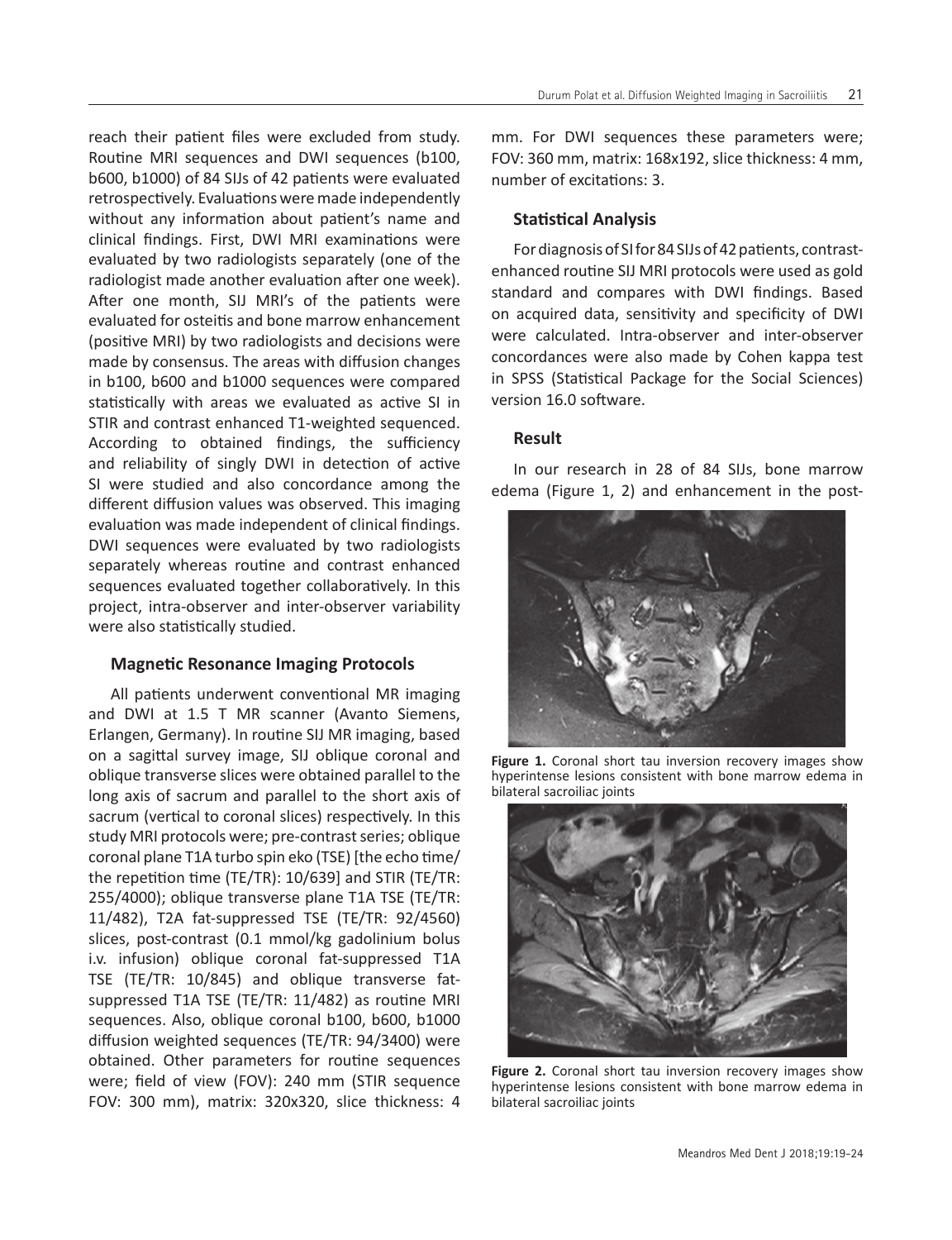reach their patient files were excluded from study. Routine MRI sequences and DWI sequences (b100, b600, b1000) of 84 SIJs of 42 patients were evaluated retrospectively. Evaluations were made independently without any information about patient's name and clinical findings. First, DWI MRI examinations were evaluated by two radiologists separately (one of the radiologist made another evaluation after one week). After one month, SIJ MRI's of the patients were evaluated for osteitis and bone marrow enhancement (positive MRI) by two radiologists and decisions were made by consensus. The areas with diffusion changes in b100, b600 and b1000 sequences were compared statistically with areas we evaluated as active SI in STIR and contrast enhanced T1-weighted sequenced. According to obtained findings, the sufficiency and reliability of singly DWI in detection of active SI were studied and also concordance among the different diffusion values was observed. This imaging evaluation was made independent of clinical findings. DWI sequences were evaluated by two radiologists separately whereas routine and contrast enhanced sequences evaluated together collaboratively. In this project, intra-observer and inter-observer variability were also statistically studied.

### Magnetic Resonance Imaging Protocols

All patients underwent conventional MR imaging and DWI at 1.5 T MR scanner (Avanto Siemens, Erlangen, Germany). In routine SIJ MR imaging, based on a sagittal survey image, SIJ oblique coronal and oblique transverse slices were obtained parallel to the long axis of sacrum and parallel to the short axis of sacrum (vertical to coronal slices) respectively. In this study MRI protocols were; pre-contrast series; oblique coronal plane T1A turbo spin eko (TSE) [the echo time/the repetition time (TE/TR): 10/639] and STIR (TE/TR: 255/4000); oblique transverse plane T1A TSE (TE/TR: 11/482), T2A fat-suppressed TSE (TE/TR: 92/4560) slices, post-contrast (0.1 mmol/kg gadolinium bolus i.v. infusion) oblique coronal fat-suppressed T1A TSE (TE/TR: 10/845) and oblique transverse fat-suppressed T1A TSE (TE/TR: 11/482) as routine MRI sequences. Also, oblique coronal b100, b600, b1000 diffusion weighted sequences (TE/TR: 94/3400) were obtained. Other parameters for routine sequences were; field of view (FOV): 240 mm (STIR sequence FOV: 300 mm), matrix: 320x320, slice thickness: 4 mm. For DWI sequences these parameters were; FOV: 360 mm, matrix: 168x192, slice thickness: 4 mm, number of excitations: 3.

### Statistical Analysis

For diagnosis of SI for 84 SIJs of 42 patients, contrast-enhanced routine SIJ MRI protocols were used as gold standard and compares with DWI findings. Based on acquired data, sensitivity and specificity of DWI were calculated. Intra-observer and inter-observer concordances were also made by Cohen kappa test in SPSS (Statistical Package for the Social Sciences) version 16.0 software.

### Result

In our research in 28 of 84 SIJs, bone marrow edema (Figure 1, 2) and enhancement in the post-

**Figure 1.** Coronal short tau inversion recovery images show hyperintense lesions consistent with bone marrow edema in bilateral sacroiliac joints

**Figure 2.** Coronal short tau inversion recovery images show hyperintense lesions consistent with bone marrow edema in bilateral sacroiliac joints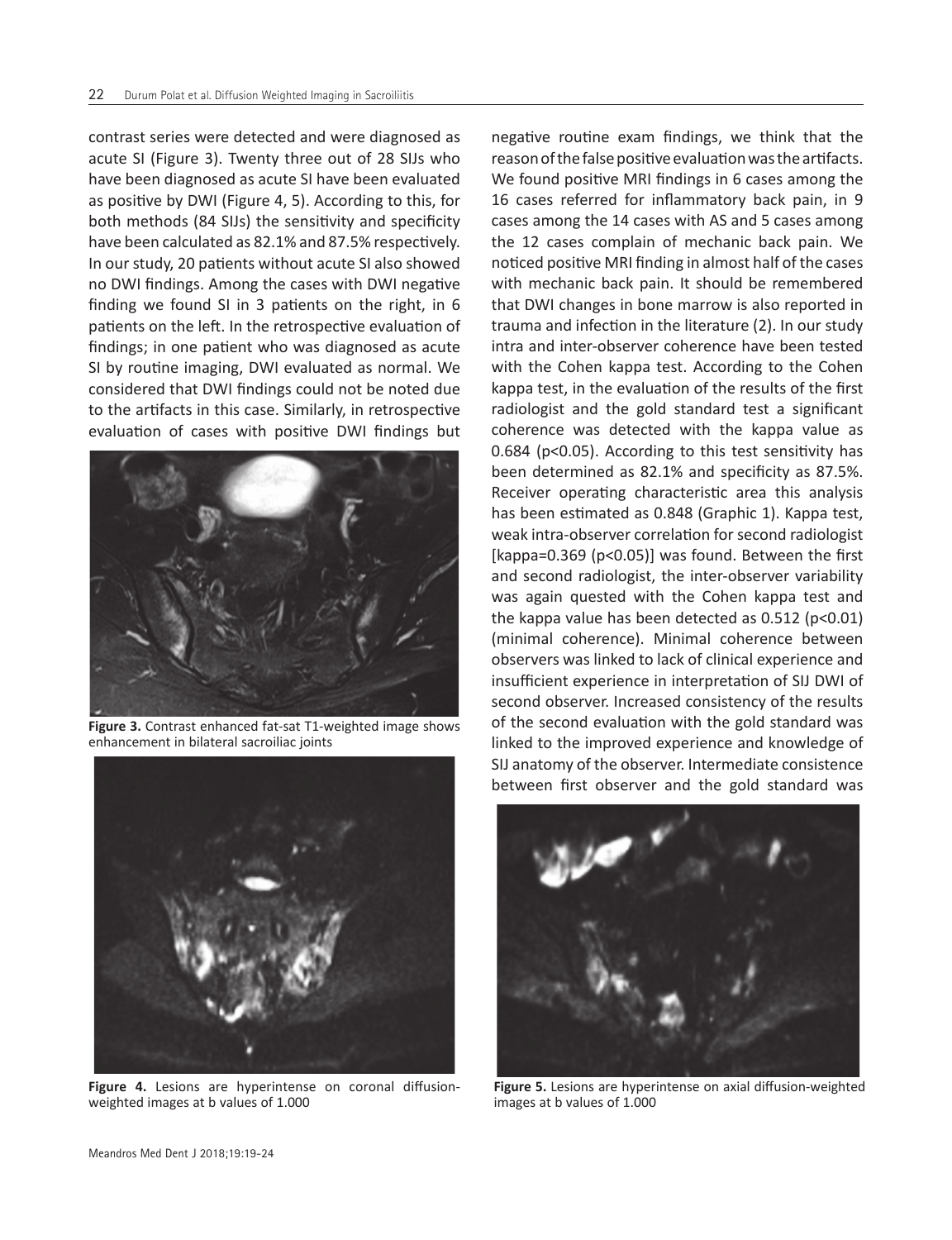contrast series were detected and were diagnosed as acute SI (Figure 3). Twenty three out of 28 SIJs who have been diagnosed as acute SI have been evaluated as positive by DWI (Figure 4, 5). According to this, for both methods (84 SIJs) the sensitivity and specificity have been calculated as 82.1% and 87.5% respectively. In our study, 20 patients without acute SI also showed no DWI findings. Among the cases with DWI negative finding we found SI in 3 patients on the right, in 6 patients on the left. In the retrospective evaluation of findings; in one patient who was diagnosed as acute SI by routine imaging, DWI evaluated as normal. We considered that DWI findings could not be noted due to the artifacts in this case. Similarly, in retrospective evaluation of cases with positive DWI findings but negative routine exam findings, we think that the reason of the false positive evaluation was the artifacts. We found positive MRI findings in 6 cases among the 16 cases referred for inflammatory back pain, in 9 cases among the 14 cases with AS and 5 cases among the 12 cases complain of mechanic back pain. We noticed positive MRI finding in almost half of the cases with mechanic back pain. It should be remembered that DWI changes in bone marrow is also reported in trauma and infection in the literature (2). In our study intra and inter-observer coherence have been tested with the Cohen kappa test. According to the Cohen kappa test, in the evaluation of the results of the first radiologist and the gold standard test a significant coherence was detected with the kappa value as 0.684 ($p<0.05$). According to this test sensitivity has been determined as 82.1% and specificity as 87.5%. Receiver operating characteristic area this analysis has been estimated as 0.848 (Graphic 1). Kappa test, weak intra-observer correlation for second radiologist [kappa=0.369 ($p<0.05$)] was found. Between the first and second radiologist, the inter-observer variability was again quested with the Cohen kappa test and the kappa value has been detected as 0.512 ($p<0.01$) (minimal coherence). Minimal coherence between observers was linked to lack of clinical experience and insufficient experience in interpretation of SIJ DWI of second observer. Increased consistency of the results of the second evaluation with the gold standard was linked to the improved experience and knowledge of SIJ anatomy of the observer. Intermediate consistence between first observer and the gold standard was

**Figure 3.** Contrast enhanced fat-sat T1-weighted image shows enhancement in bilateral sacroiliac joints

**Figure 4.** Lesions are hyperintense on coronal diffusion-weighted images at b values of 1.000

**Figure 5.** Lesions are hyperintense on axial diffusion-weighted images at b values of 1.000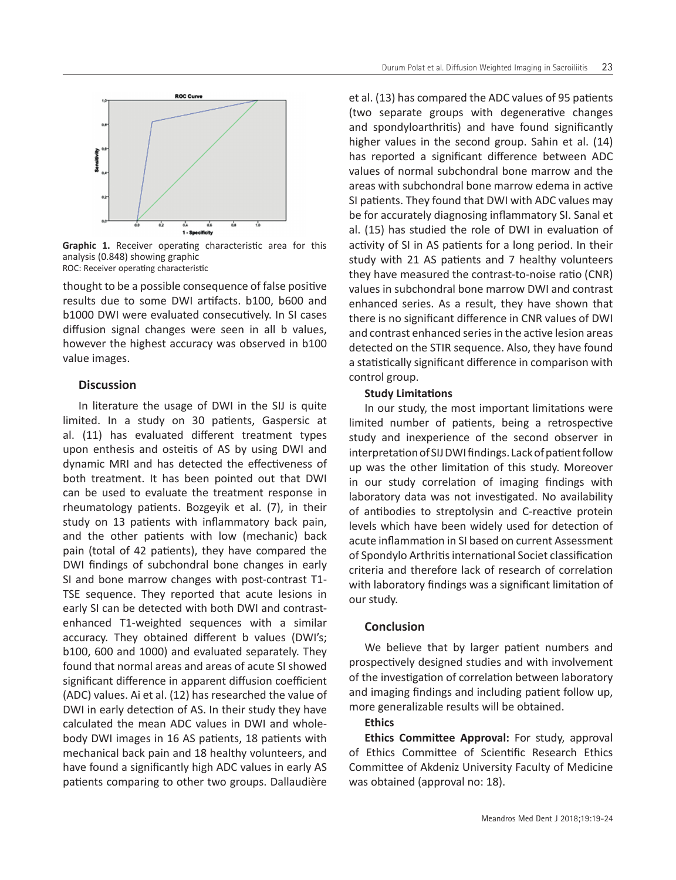Graphic 1. Receiver operating characteristic area for this analysis (0.848) showing graphic
ROC: Receiver operating characteristic

thought to be a possible consequence of false positive results due to some DWI artifacts. b100, b600 and b1000 DWI were evaluated consecutively. In SI cases diffusion signal changes were seen in all b values, however the highest accuracy was observed in b100 value images.

## Discussion

In literature the usage of DWI in the SIJ is quite limited. In a study on 30 patients, Gaspersic at al. (11) has evaluated different treatment types upon enthesis and osteitis of AS by using DWI and dynamic MRI and has detected the effectiveness of both treatment. It has been pointed out that DWI can be used to evaluate the treatment response in rheumatology patients. Bozgeyik et al. (7), in their study on 13 patients with inflammatory back pain, and the other patients with low (mechanic) back pain (total of 42 patients), they have compared the DWI findings of subchondral bone changes in early SI and bone marrow changes with post-contrast T1-TSE sequence. They reported that acute lesions in early SI can be detected with both DWI and contrast-enhanced T1-weighted sequences with a similar accuracy. They obtained different b values (DWI's; b100, 600 and 1000) and evaluated separately. They found that normal areas and areas of acute SI showed significant difference in apparent diffusion coefficient (ADC) values. Ai et al. (12) has researched the value of DWI in early detection of AS. In their study they have calculated the mean ADC values in DWI and whole-body DWI images in 16 AS patients, 18 patients with mechanical back pain and 18 healthy volunteers, and have found a significantly high ADC values in early AS patients comparing to other two groups. Dallaudière et al. (13) has compared the ADC values of 95 patients (two separate groups with degenerative changes and spondyloarthritis) and have found significantly higher values in the second group. Sahin et al. (14) has reported a significant difference between ADC values of normal subchondral bone marrow and the areas with subchondral bone marrow edema in active SI patients. They found that DWI with ADC values may be for accurately diagnosing inflammatory SI. Sanal et al. (15) has studied the role of DWI in evaluation of activity of SI in AS patients for a long period. In their study with 21 AS patients and 7 healthy volunteers they have measured the contrast-to-noise ratio (CNR) values in subchondral bone marrow DWI and contrast enhanced series. As a result, they have shown that there is no significant difference in CNR values of DWI and contrast enhanced series in the active lesion areas detected on the STIR sequence. Also, they have found a statistically significant difference in comparison with control group.

### Study Limitations

In our study, the most important limitations were limited number of patients, being a retrospective study and inexperience of the second observer in interpretation of SIJ DWI findings. Lack of patient follow up was the other limitation of this study. Moreover in our study correlation of imaging findings with laboratory data was not investigated. No availability of antibodies to streptolysin and C-reactive protein levels which have been widely used for detection of acute inflammation in SI based on current Assessment of Spondylo Arthritis international Societ classification criteria and therefore lack of research of correlation with laboratory findings was a significant limitation of our study.

## Conclusion

We believe that by larger patient numbers and prospectively designed studies and with involvement of the investigation of correlation between laboratory and imaging findings and including patient follow up, more generalizable results will be obtained.

### Ethics

**Ethics Committee Approval:** For study, approval of Ethics Committee of Scientific Research Ethics Committee of Akdeniz University Faculty of Medicine was obtained (approval no: 18).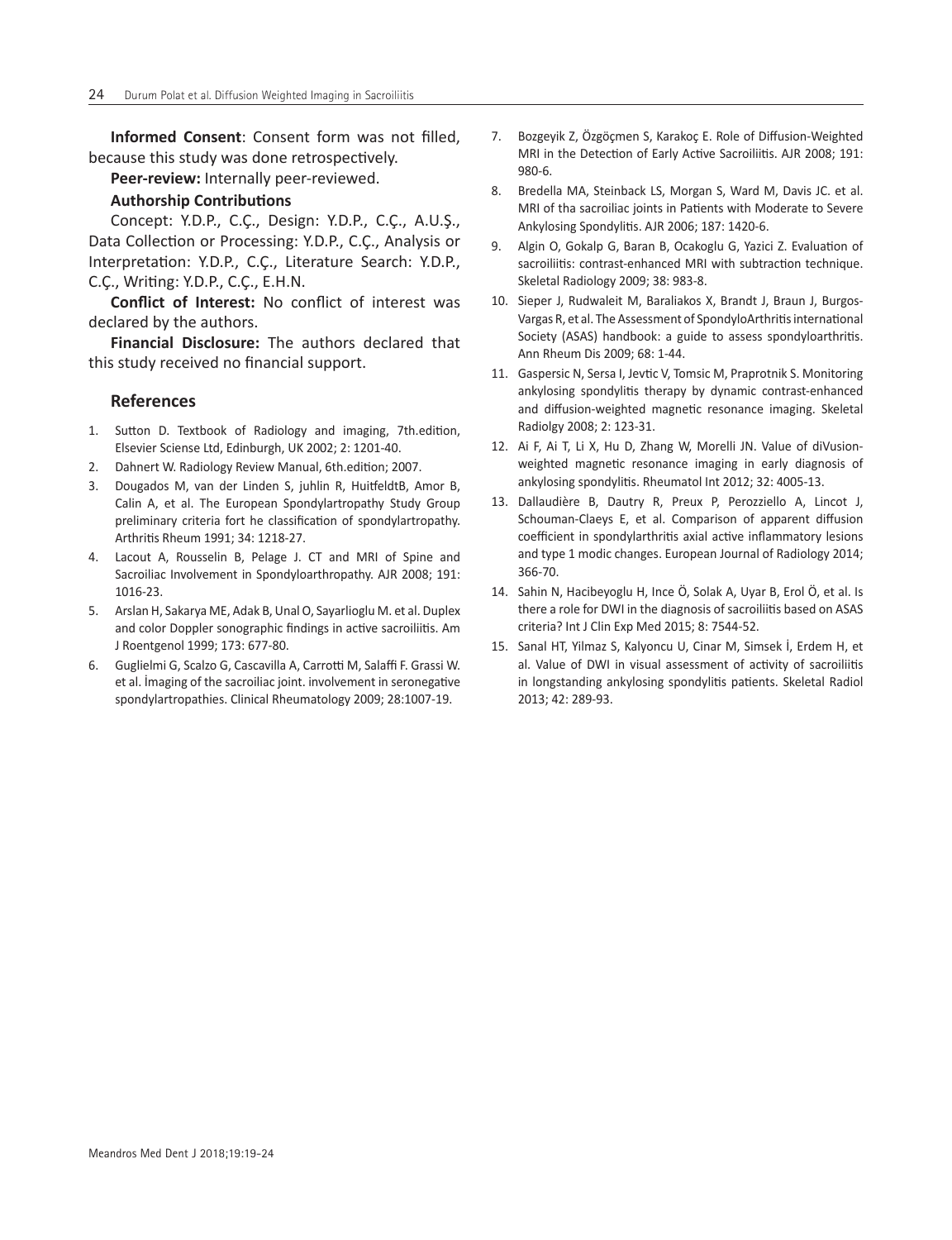**Informed Consent**: Consent form was not filled, because this study was done retrospectively.

**Peer-review:** Internally peer-reviewed.

**Authorship Contributions**

Concept: Y.D.P., C.Ç., Design: Y.D.P., C.Ç., A.U.Ş., Data Collection or Processing: Y.D.P., C.Ç., Analysis or Interpretation: Y.D.P., C.Ç., Literature Search: Y.D.P., C.Ç., Writing: Y.D.P., C.Ç., E.H.N.

**Conflict of Interest:** No conflict of interest was declared by the authors.

**Financial Disclosure:** The authors declared that this study received no financial support.

## References

1. Sutton D. Textbook of Radiology and imaging, 7th.edition, Elsevier Sciense Ltd, Edinburgh, UK 2002; 2: 1201-40.
2. Dahnert W. Radiology Review Manual, 6th.edition; 2007.
3. Dougados M, van der Linden S, juhlin R, HuitfeldtB, Amor B, Calin A, et al. The European Spondylartropathy Study Group preliminary criteria fort he classification of spondylartropathy. Arthritis Rheum 1991; 34: 1218-27.
4. Lacout A, Rousselin B, Pelage J. CT and MRI of Spine and Sacroiliac Involvement in Spondyloarthropathy. AJR 2008; 191: 1016-23.
5. Arslan H, Sakarya ME, Adak B, Unal O, Sayarlioglu M. et al. Duplex and color Doppler sonographic findings in active sacroiliitis. Am J Roentgenol 1999; 173: 677-80.
6. Guglielmi G, Scalzo G, Cascavilla A, Carrotti M, Salaffi F. Grassi W. et al. İmaging of the sacroiliac joint. involvement in seronegative spondylartropathies. Clinical Rheumatology 2009; 28:1007-19.
7. Bozgeyik Z, Özgöçmen S, Karakoç E. Role of Diffusion-Weighted MRI in the Detection of Early Active Sacroiliitis. AJR 2008; 191: 980-6.
8. Bredella MA, Steinback LS, Morgan S, Ward M, Davis JC. et al. MRI of tha sacroiliac joints in Patients with Moderate to Severe Ankylosing Spondylitis. AJR 2006; 187: 1420-6.
9. Algin O, Gokalp G, Baran B, Ocakoglu G, Yazici Z. Evaluation of sacroiliitis: contrast-enhanced MRI with subtraction technique. Skeletal Radiology 2009; 38: 983-8.
10. Sieper J, Rudwaleit M, Baraliakos X, Brandt J, Braun J, Burgos-Vargas R, et al. The Assessment of SpondyloArthritis international Society (ASAS) handbook: a guide to assess spondyloarthritis. Ann Rheum Dis 2009; 68: 1-44.
11. Gaspersic N, Sersa I, Jevtic V, Tomsic M, Praprotnik S. Monitoring ankylosing spondylitis therapy by dynamic contrast-enhanced and diffusion-weighted magnetic resonance imaging. Skeletal Radiolgy 2008; 2: 123-31.
12. Ai F, Ai T, Li X, Hu D, Zhang W, Morelli JN. Value of diVusion-weighted magnetic resonance imaging in early diagnosis of ankylosing spondylitis. Rheumatol Int 2012; 32: 4005-13.
13. Dallaudière B, Dautry R, Preux P, Perozziello A, Lincot J, Schouman-Claeys E, et al. Comparison of apparent diffusion coefficient in spondylarthritis axial active inflammatory lesions and type 1 modic changes. European Journal of Radiology 2014; 366-70.
14. Sahin N, Hacibeyoglu H, Ince Ö, Solak A, Uyar B, Erol Ö, et al. Is there a role for DWI in the diagnosis of sacroiliitis based on ASAS criteria? Int J Clin Exp Med 2015; 8: 7544-52.
15. Sanal HT, Yilmaz S, Kalyoncu U, Cinar M, Simsek İ, Erdem H, et al. Value of DWI in visual assessment of activity of sacroiliitis in longstanding ankylosing spondylitis patients. Skeletal Radiol 2013; 42: 289-93.